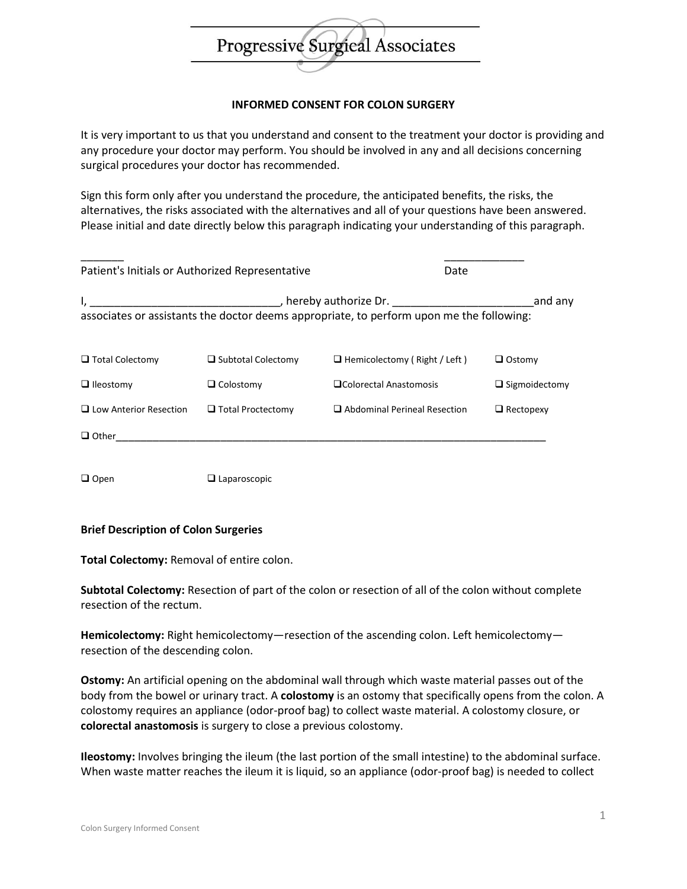# Progressive Surgical Associates

## INFORMED CONSENT FOR COLON SURGERY

It is very important to us that you understand and consent to the treatment your doctor is providing and any procedure your doctor may perform. You should be involved in any and all decisions concerning surgical procedures your doctor has recommended.

Sign this form only after you understand the procedure, the anticipated benefits, the risks, the alternatives, the risks associated with the alternatives and all of your questions have been answered. Please initial and date directly below this paragraph indicating your understanding of this paragraph.

_______ _____________
Patient's Initials or Authorized Representative Date

I, ______________________________, hereby authorize Dr. ______________________and any associates or assistants the doctor deems appropriate, to perform upon me the following:

| | | | |
|---|---|---|---|
| ☐ Total Colectomy | ☐ Subtotal Colectomy | ☐ Hemicolectomy ( Right / Left ) | ☐ Ostomy |
| ☐ Ileostomy | ☐ Colostomy | ☐ Colorectal Anastomosis | ☐ Sigmoidectomy |
| ☐ Low Anterior Resection | ☐ Total Proctectomy | ☐ Abdominal Perineal Resection | ☐ Rectopexy |

☐ Other________________________________________________________________________________

☐ Open ☐ Laparoscopic

**Brief Description of Colon Surgeries**

**Total Colectomy:** Removal of entire colon.

**Subtotal Colectomy:** Resection of part of the colon or resection of all of the colon without complete resection of the rectum.

**Hemicolectomy:** Right hemicolectomy—resection of the ascending colon. Left hemicolectomy—resection of the descending colon.

**Ostomy:** An artificial opening on the abdominal wall through which waste material passes out of the body from the bowel or urinary tract. A **colostomy** is an ostomy that specifically opens from the colon. A colostomy requires an appliance (odor-proof bag) to collect waste material. A colostomy closure, or **colorectal anastomosis** is surgery to close a previous colostomy.

**Ileostomy:** Involves bringing the ileum (the last portion of the small intestine) to the abdominal surface. When waste matter reaches the ileum it is liquid, so an appliance (odor-proof bag) is needed to collect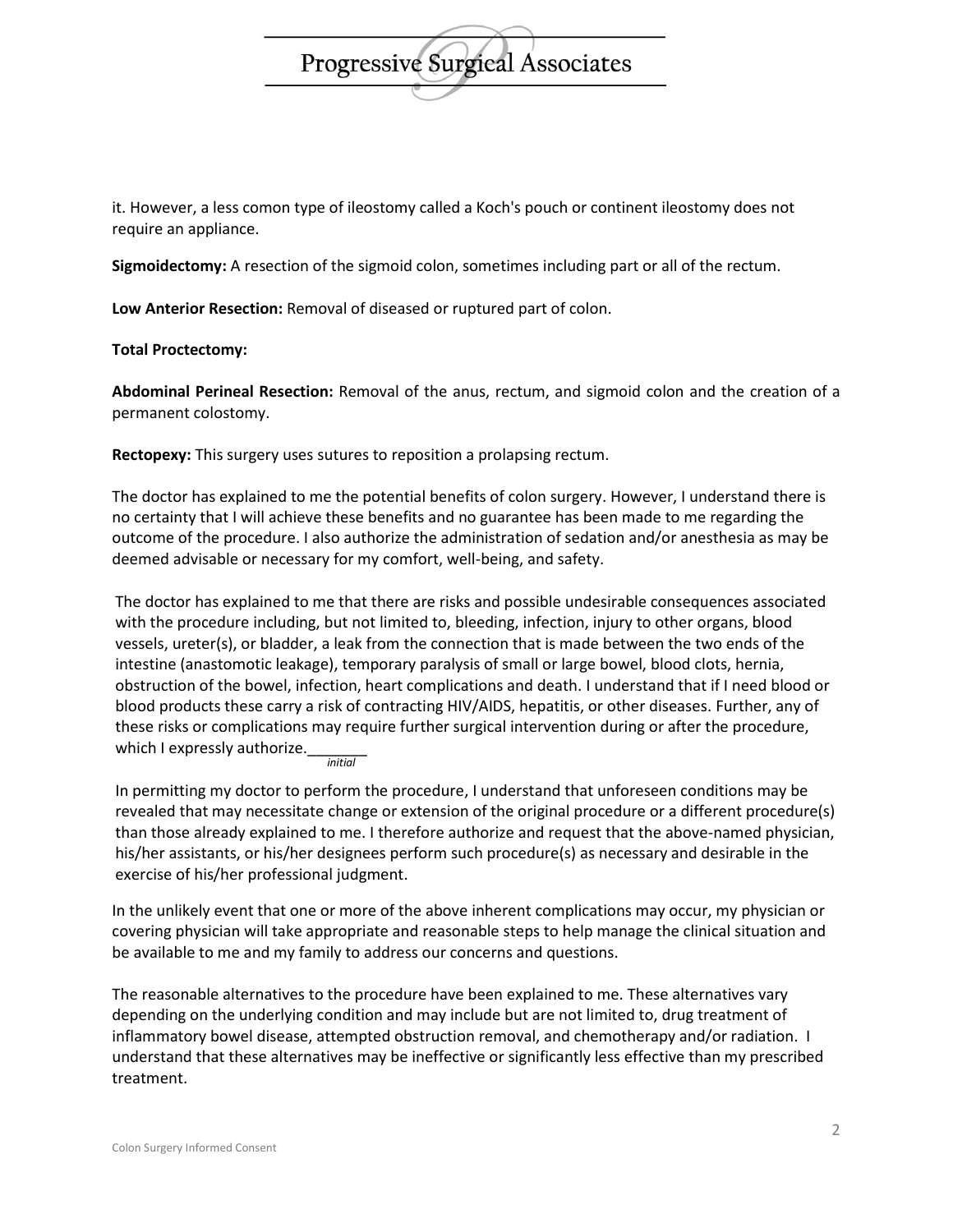it. However, a less comon type of ileostomy called a Koch's pouch or continent ileostomy does not require an appliance.

**Sigmoidectomy:** A resection of the sigmoid colon, sometimes including part or all of the rectum.

**Low Anterior Resection:** Removal of diseased or ruptured part of colon.

**Total Proctectomy:**

**Abdominal Perineal Resection:** Removal of the anus, rectum, and sigmoid colon and the creation of a permanent colostomy.

**Rectopexy:** This surgery uses sutures to reposition a prolapsing rectum.

The doctor has explained to me the potential benefits of colon surgery. However, I understand there is no certainty that I will achieve these benefits and no guarantee has been made to me regarding the outcome of the procedure. I also authorize the administration of sedation and/or anesthesia as may be deemed advisable or necessary for my comfort, well-being, and safety.

The doctor has explained to me that there are risks and possible undesirable consequences associated with the procedure including, but not limited to, bleeding, infection, injury to other organs, blood vessels, ureter(s), or bladder, a leak from the connection that is made between the two ends of the intestine (anastomotic leakage), temporary paralysis of small or large bowel, blood clots, hernia, obstruction of the bowel, infection, heart complications and death. I understand that if I need blood or blood products these carry a risk of contracting HIV/AIDS, hepatitis, or other diseases. Further, any of these risks or complications may require further surgical intervention during or after the procedure, which I expressly authorize._______ *initial*

In permitting my doctor to perform the procedure, I understand that unforeseen conditions may be revealed that may necessitate change or extension of the original procedure or a different procedure(s) than those already explained to me. I therefore authorize and request that the above-named physician, his/her assistants, or his/her designees perform such procedure(s) as necessary and desirable in the exercise of his/her professional judgment.

In the unlikely event that one or more of the above inherent complications may occur, my physician or covering physician will take appropriate and reasonable steps to help manage the clinical situation and be available to me and my family to address our concerns and questions.

The reasonable alternatives to the procedure have been explained to me. These alternatives vary depending on the underlying condition and may include but are not limited to, drug treatment of inflammatory bowel disease, attempted obstruction removal, and chemotherapy and/or radiation. I understand that these alternatives may be ineffective or significantly less effective than my prescribed treatment.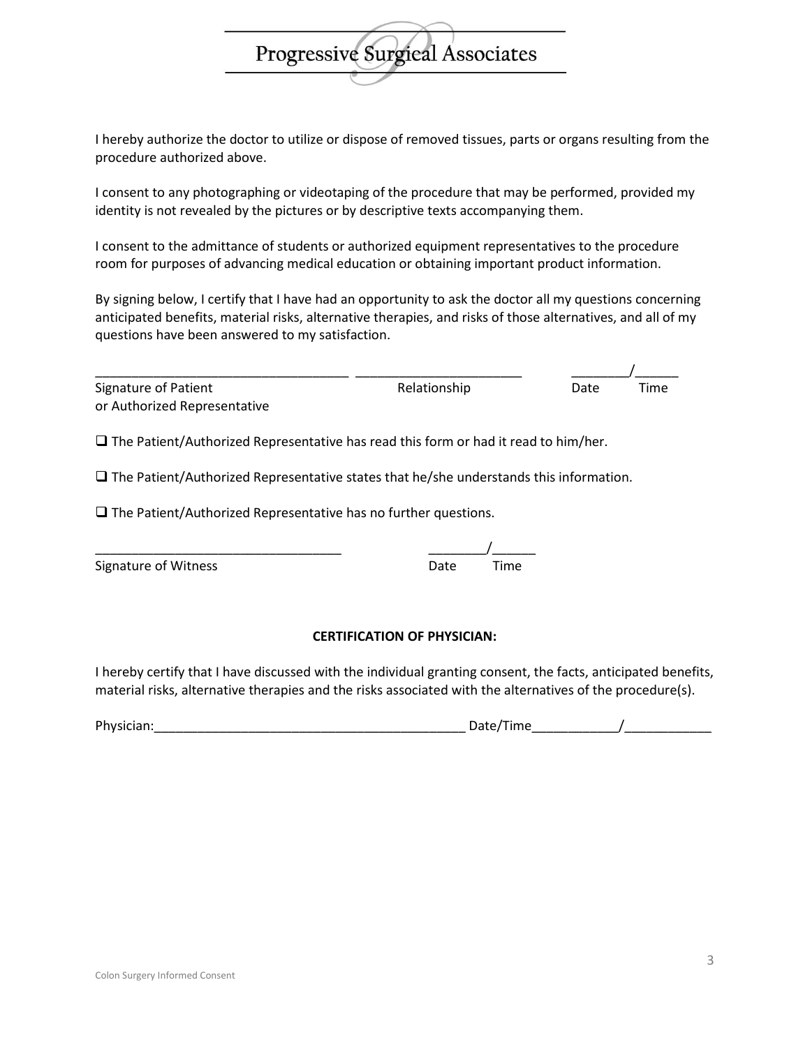I hereby authorize the doctor to utilize or dispose of removed tissues, parts or organs resulting from the procedure authorized above.

I consent to any photographing or videotaping of the procedure that may be performed, provided my identity is not revealed by the pictures or by descriptive texts accompanying them.

I consent to the admittance of students or authorized equipment representatives to the procedure room for purposes of advancing medical education or obtaining important product information.

By signing below, I certify that I have had an opportunity to ask the doctor all my questions concerning anticipated benefits, material risks, alternative therapies, and risks of those alternatives, and all of my questions have been answered to my satisfaction.

___________________________________ ______________________ ________/______

Signature of Patient or Authorized Representative | Relationship | Date | Time

❑ The Patient/Authorized Representative has read this form or had it read to him/her.

❑ The Patient/Authorized Representative states that he/she understands this information.

❑ The Patient/Authorized Representative has no further questions.

__________________________________ ________/______

Signature of Witness | Date | Time

**CERTIFICATION OF PHYSICIAN:**

I hereby certify that I have discussed with the individual granting consent, the facts, anticipated benefits, material risks, alternative therapies and the risks associated with the alternatives of the procedure(s).

Physician:___________________________________________ Date/Time____________/____________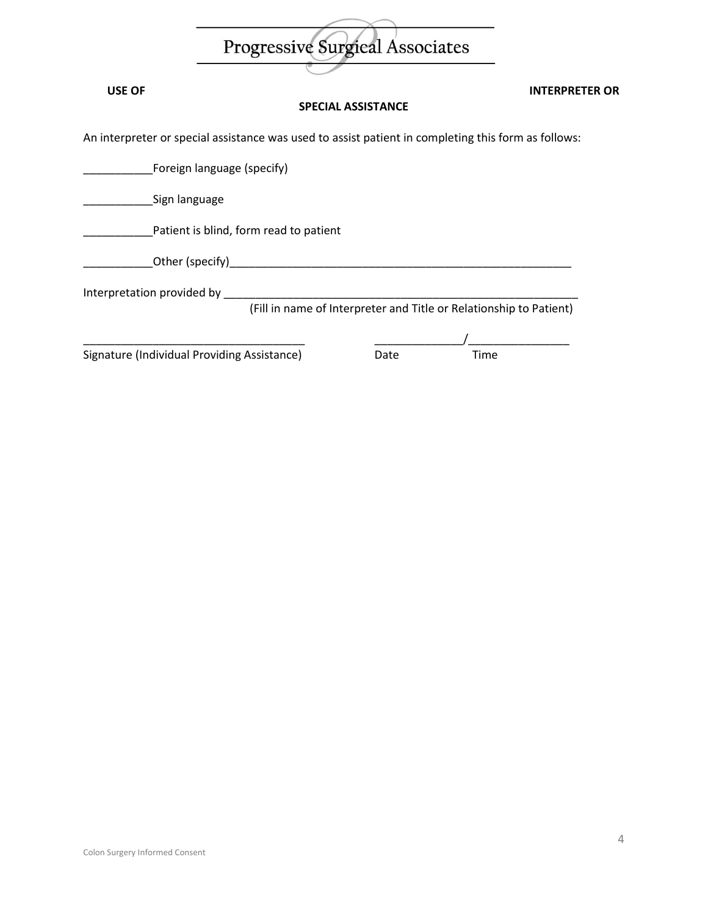Progressive Surgical Associates

**USE OF INTERPRETER OR SPECIAL ASSISTANCE**

An interpreter or special assistance was used to assist patient in completing this form as follows:

___________Foreign language (specify)

___________Sign language

___________Patient is blind, form read to patient

___________Other (specify)_________________________________________________________

Interpretation provided by ___________________________________________________________
(Fill in name of Interpreter and Title or Relationship to Patient)

___________________________________ ______________/________________
Signature (Individual Providing Assistance) Date Time